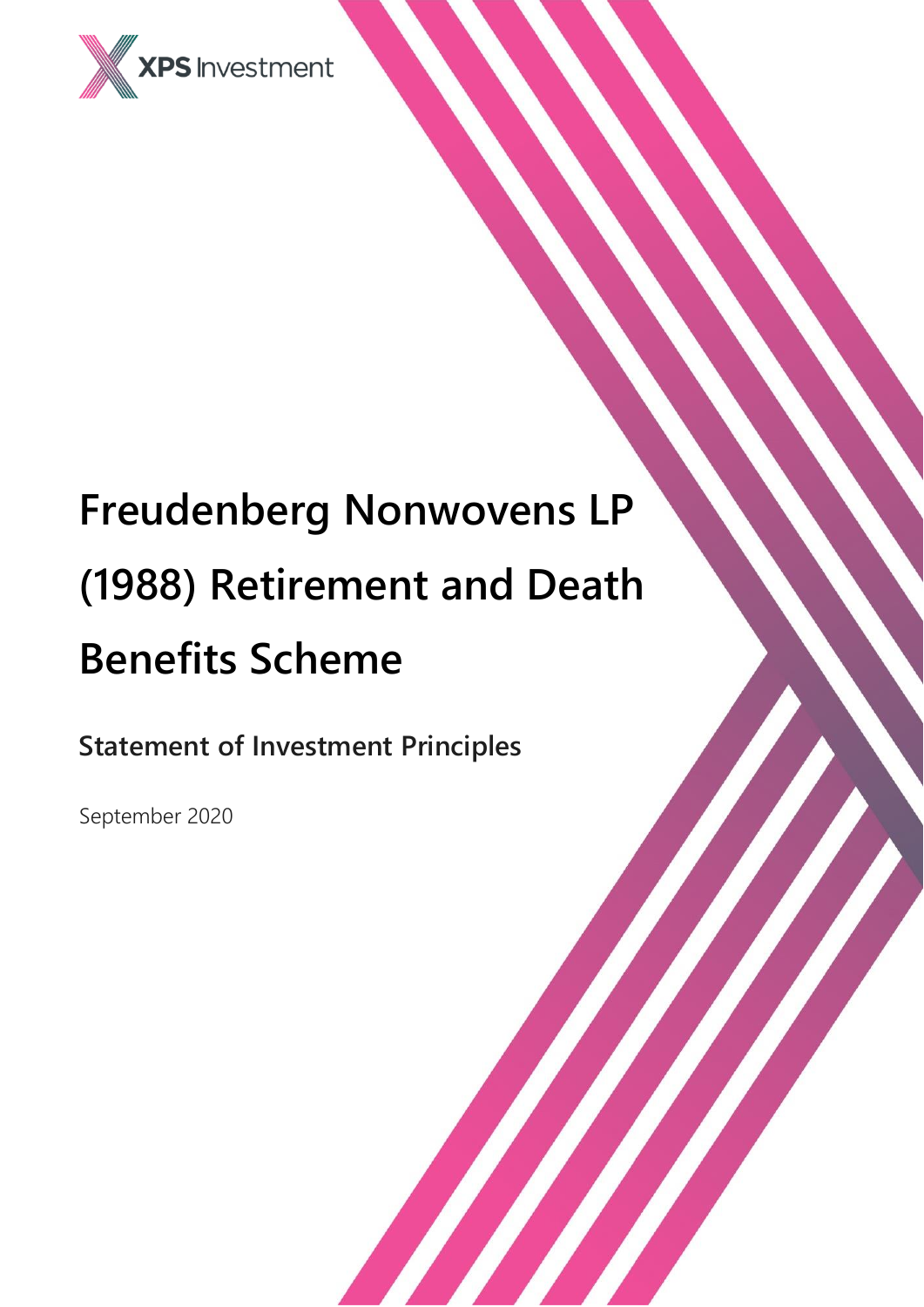XPS Investment

# Freudenberg Nonwovens LP (1988) Retirement and Death Benefits Scheme

## Statement of Investment Principles

September 2020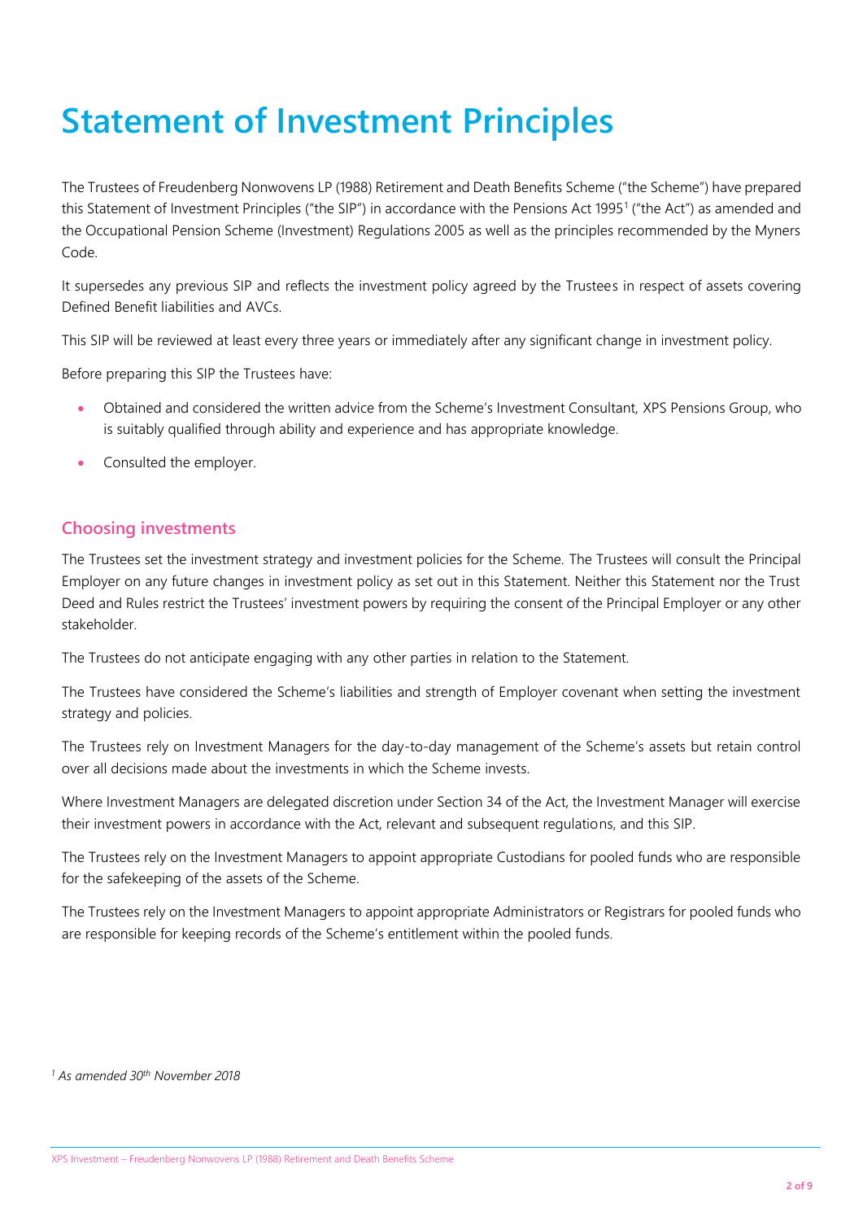# Statement of Investment Principles

The Trustees of Freudenberg Nonwovens LP (1988) Retirement and Death Benefits Scheme ("the Scheme") have prepared this Statement of Investment Principles ("the SIP") in accordance with the Pensions Act 1995[1] ("the Act") as amended and the Occupational Pension Scheme (Investment) Regulations 2005 as well as the principles recommended by the Myners Code.

It supersedes any previous SIP and reflects the investment policy agreed by the Trustees in respect of assets covering Defined Benefit liabilities and AVCs.

This SIP will be reviewed at least every three years or immediately after any significant change in investment policy.

Before preparing this SIP the Trustees have:

- Obtained and considered the written advice from the Scheme's Investment Consultant, XPS Pensions Group, who is suitably qualified through ability and experience and has appropriate knowledge.
- Consulted the employer.

## Choosing investments

The Trustees set the investment strategy and investment policies for the Scheme. The Trustees will consult the Principal Employer on any future changes in investment policy as set out in this Statement. Neither this Statement nor the Trust Deed and Rules restrict the Trustees' investment powers by requiring the consent of the Principal Employer or any other stakeholder.

The Trustees do not anticipate engaging with any other parties in relation to the Statement.

The Trustees have considered the Scheme's liabilities and strength of Employer covenant when setting the investment strategy and policies.

The Trustees rely on Investment Managers for the day-to-day management of the Scheme's assets but retain control over all decisions made about the investments in which the Scheme invests.

Where Investment Managers are delegated discretion under Section 34 of the Act, the Investment Manager will exercise their investment powers in accordance with the Act, relevant and subsequent regulations, and this SIP.

The Trustees rely on the Investment Managers to appoint appropriate Custodians for pooled funds who are responsible for the safekeeping of the assets of the Scheme.

The Trustees rely on the Investment Managers to appoint appropriate Administrators or Registrars for pooled funds who are responsible for keeping records of the Scheme's entitlement within the pooled funds.

*[1] As amended 30th November 2018*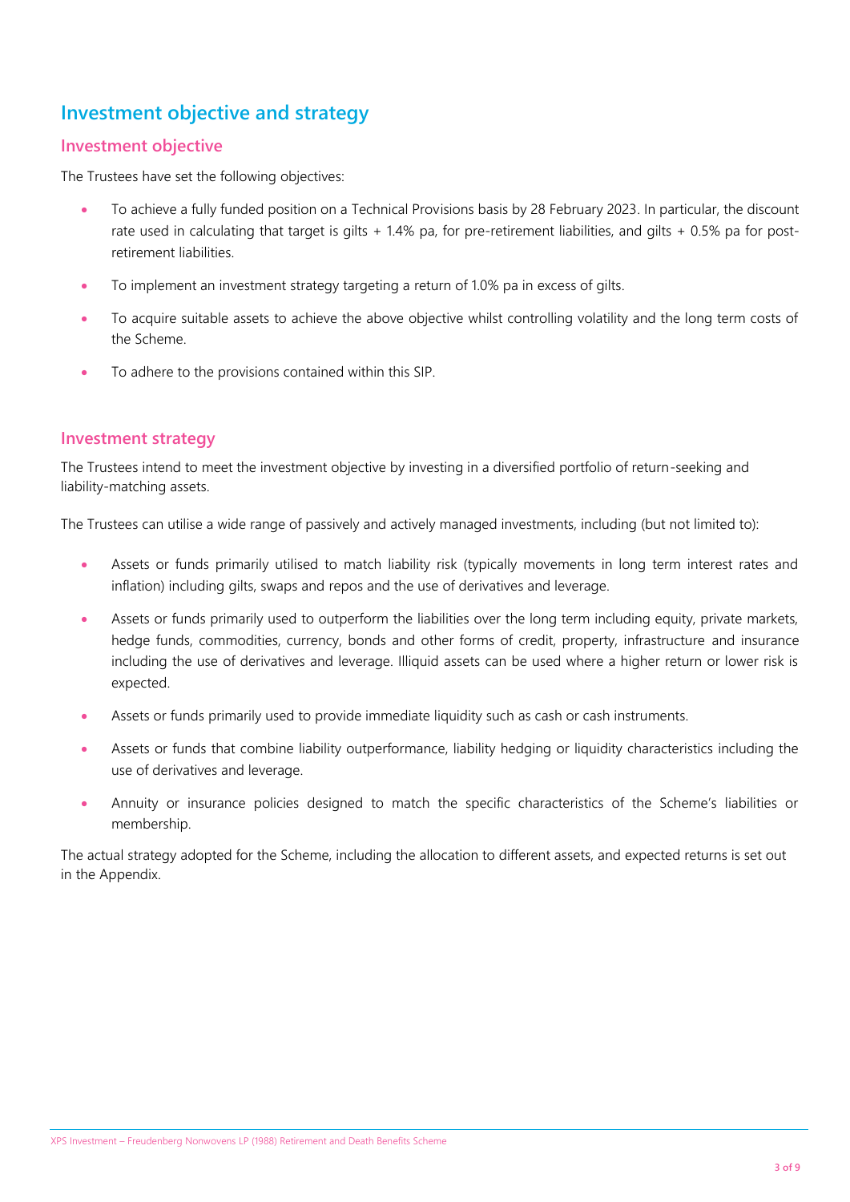# Investment objective and strategy

## Investment objective

The Trustees have set the following objectives:

- To achieve a fully funded position on a Technical Provisions basis by 28 February 2023. In particular, the discount rate used in calculating that target is gilts + 1.4% pa, for pre-retirement liabilities, and gilts + 0.5% pa for post-retirement liabilities.
- To implement an investment strategy targeting a return of 1.0% pa in excess of gilts.
- To acquire suitable assets to achieve the above objective whilst controlling volatility and the long term costs of the Scheme.
- To adhere to the provisions contained within this SIP.

## Investment strategy

The Trustees intend to meet the investment objective by investing in a diversified portfolio of return-seeking and liability-matching assets.

The Trustees can utilise a wide range of passively and actively managed investments, including (but not limited to):

- Assets or funds primarily utilised to match liability risk (typically movements in long term interest rates and inflation) including gilts, swaps and repos and the use of derivatives and leverage.
- Assets or funds primarily used to outperform the liabilities over the long term including equity, private markets, hedge funds, commodities, currency, bonds and other forms of credit, property, infrastructure and insurance including the use of derivatives and leverage. Illiquid assets can be used where a higher return or lower risk is expected.
- Assets or funds primarily used to provide immediate liquidity such as cash or cash instruments.
- Assets or funds that combine liability outperformance, liability hedging or liquidity characteristics including the use of derivatives and leverage.
- Annuity or insurance policies designed to match the specific characteristics of the Scheme's liabilities or membership.

The actual strategy adopted for the Scheme, including the allocation to different assets, and expected returns is set out in the Appendix.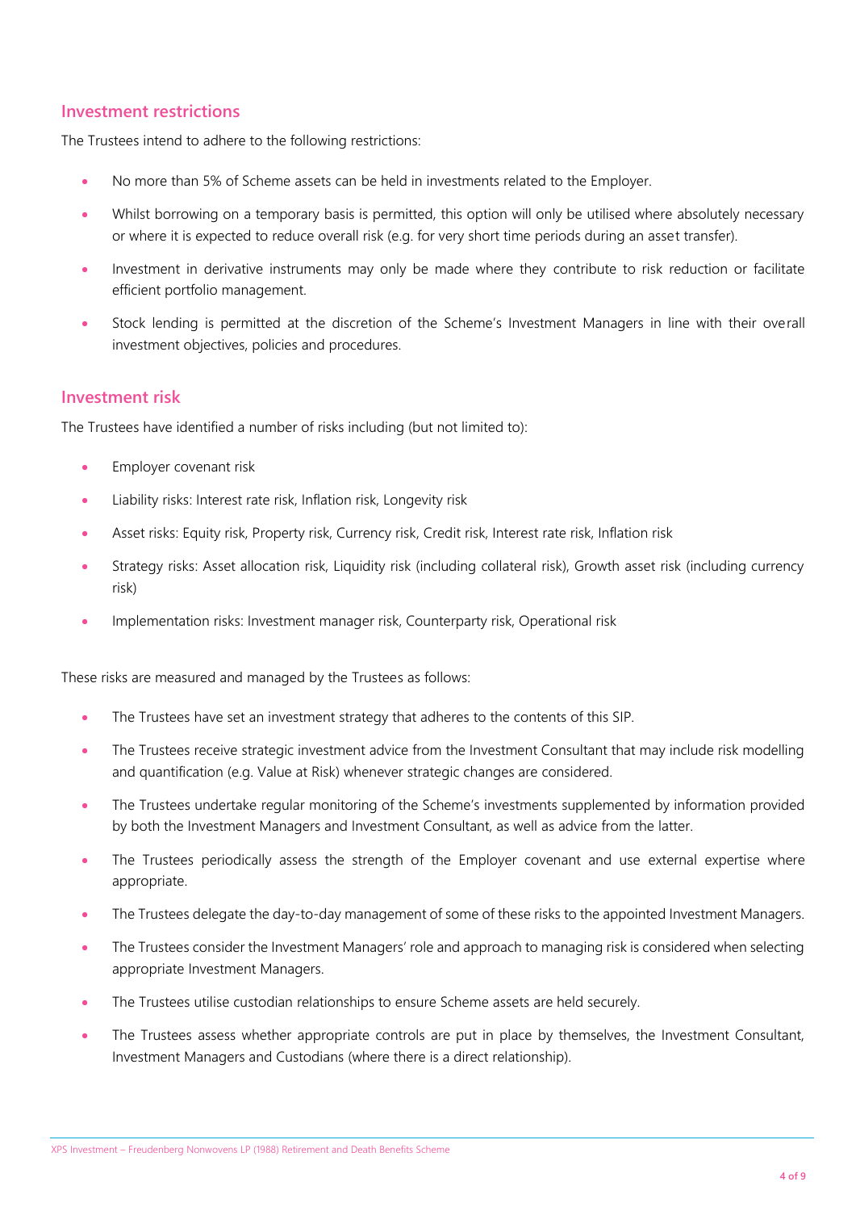## Investment restrictions

The Trustees intend to adhere to the following restrictions:

- No more than 5% of Scheme assets can be held in investments related to the Employer.
- Whilst borrowing on a temporary basis is permitted, this option will only be utilised where absolutely necessary or where it is expected to reduce overall risk (e.g. for very short time periods during an asset transfer).
- Investment in derivative instruments may only be made where they contribute to risk reduction or facilitate efficient portfolio management.
- Stock lending is permitted at the discretion of the Scheme's Investment Managers in line with their overall investment objectives, policies and procedures.

## Investment risk

The Trustees have identified a number of risks including (but not limited to):

- Employer covenant risk
- Liability risks: Interest rate risk, Inflation risk, Longevity risk
- Asset risks: Equity risk, Property risk, Currency risk, Credit risk, Interest rate risk, Inflation risk
- Strategy risks: Asset allocation risk, Liquidity risk (including collateral risk), Growth asset risk (including currency risk)
- Implementation risks: Investment manager risk, Counterparty risk, Operational risk

These risks are measured and managed by the Trustees as follows:

- The Trustees have set an investment strategy that adheres to the contents of this SIP.
- The Trustees receive strategic investment advice from the Investment Consultant that may include risk modelling and quantification (e.g. Value at Risk) whenever strategic changes are considered.
- The Trustees undertake regular monitoring of the Scheme's investments supplemented by information provided by both the Investment Managers and Investment Consultant, as well as advice from the latter.
- The Trustees periodically assess the strength of the Employer covenant and use external expertise where appropriate.
- The Trustees delegate the day-to-day management of some of these risks to the appointed Investment Managers.
- The Trustees consider the Investment Managers' role and approach to managing risk is considered when selecting appropriate Investment Managers.
- The Trustees utilise custodian relationships to ensure Scheme assets are held securely.
- The Trustees assess whether appropriate controls are put in place by themselves, the Investment Consultant, Investment Managers and Custodians (where there is a direct relationship).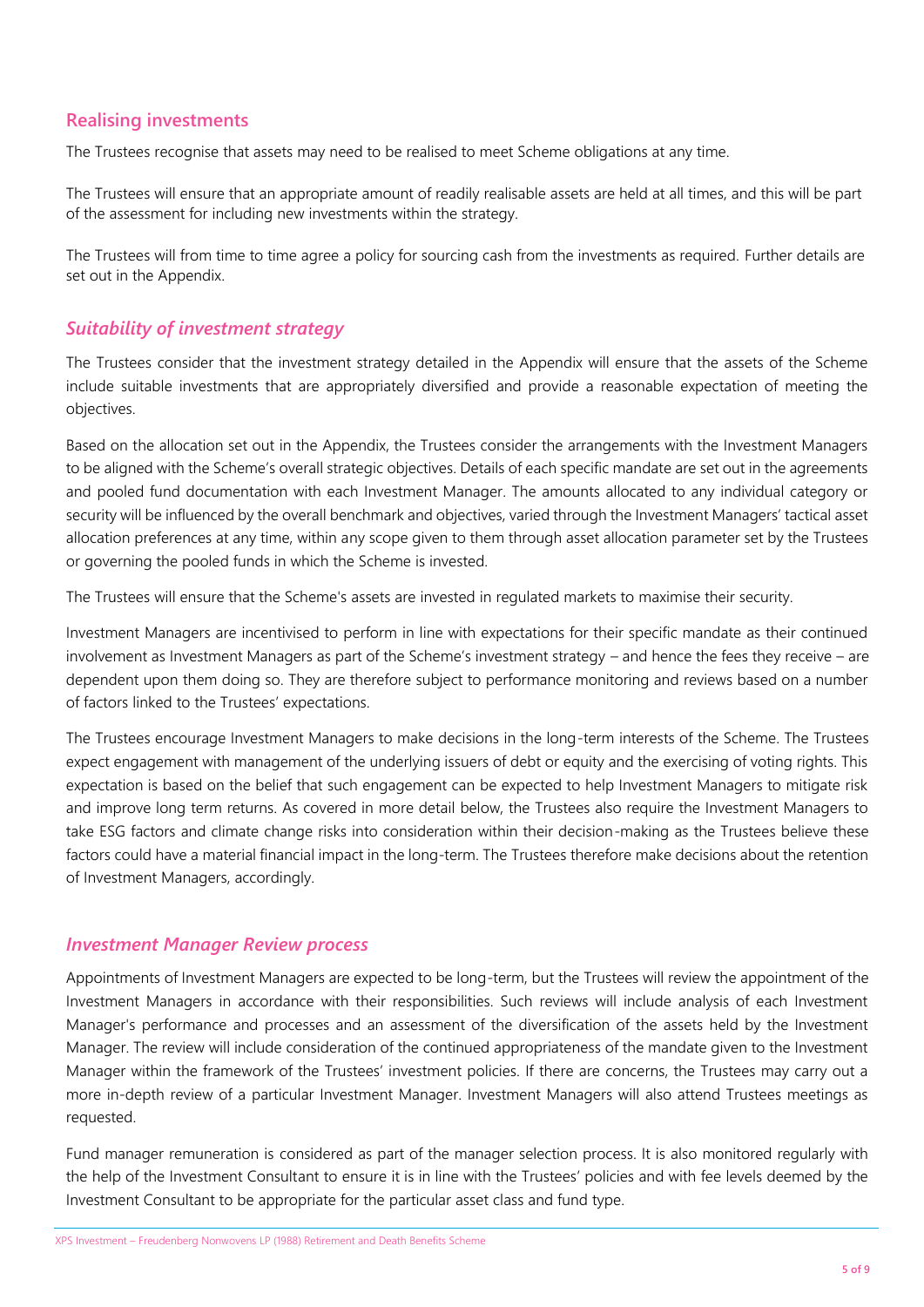## Realising investments

The Trustees recognise that assets may need to be realised to meet Scheme obligations at any time.

The Trustees will ensure that an appropriate amount of readily realisable assets are held at all times, and this will be part of the assessment for including new investments within the strategy.

The Trustees will from time to time agree a policy for sourcing cash from the investments as required. Further details are set out in the Appendix.

## *Suitability of investment strategy*

The Trustees consider that the investment strategy detailed in the Appendix will ensure that the assets of the Scheme include suitable investments that are appropriately diversified and provide a reasonable expectation of meeting the objectives.

Based on the allocation set out in the Appendix, the Trustees consider the arrangements with the Investment Managers to be aligned with the Scheme's overall strategic objectives. Details of each specific mandate are set out in the agreements and pooled fund documentation with each Investment Manager. The amounts allocated to any individual category or security will be influenced by the overall benchmark and objectives, varied through the Investment Managers' tactical asset allocation preferences at any time, within any scope given to them through asset allocation parameter set by the Trustees or governing the pooled funds in which the Scheme is invested.

The Trustees will ensure that the Scheme's assets are invested in regulated markets to maximise their security.

Investment Managers are incentivised to perform in line with expectations for their specific mandate as their continued involvement as Investment Managers as part of the Scheme's investment strategy – and hence the fees they receive – are dependent upon them doing so. They are therefore subject to performance monitoring and reviews based on a number of factors linked to the Trustees' expectations.

The Trustees encourage Investment Managers to make decisions in the long-term interests of the Scheme. The Trustees expect engagement with management of the underlying issuers of debt or equity and the exercising of voting rights. This expectation is based on the belief that such engagement can be expected to help Investment Managers to mitigate risk and improve long term returns. As covered in more detail below, the Trustees also require the Investment Managers to take ESG factors and climate change risks into consideration within their decision-making as the Trustees believe these factors could have a material financial impact in the long-term. The Trustees therefore make decisions about the retention of Investment Managers, accordingly.

## *Investment Manager Review process*

Appointments of Investment Managers are expected to be long-term, but the Trustees will review the appointment of the Investment Managers in accordance with their responsibilities. Such reviews will include analysis of each Investment Manager's performance and processes and an assessment of the diversification of the assets held by the Investment Manager. The review will include consideration of the continued appropriateness of the mandate given to the Investment Manager within the framework of the Trustees' investment policies. If there are concerns, the Trustees may carry out a more in-depth review of a particular Investment Manager. Investment Managers will also attend Trustees meetings as requested.

Fund manager remuneration is considered as part of the manager selection process. It is also monitored regularly with the help of the Investment Consultant to ensure it is in line with the Trustees' policies and with fee levels deemed by the Investment Consultant to be appropriate for the particular asset class and fund type.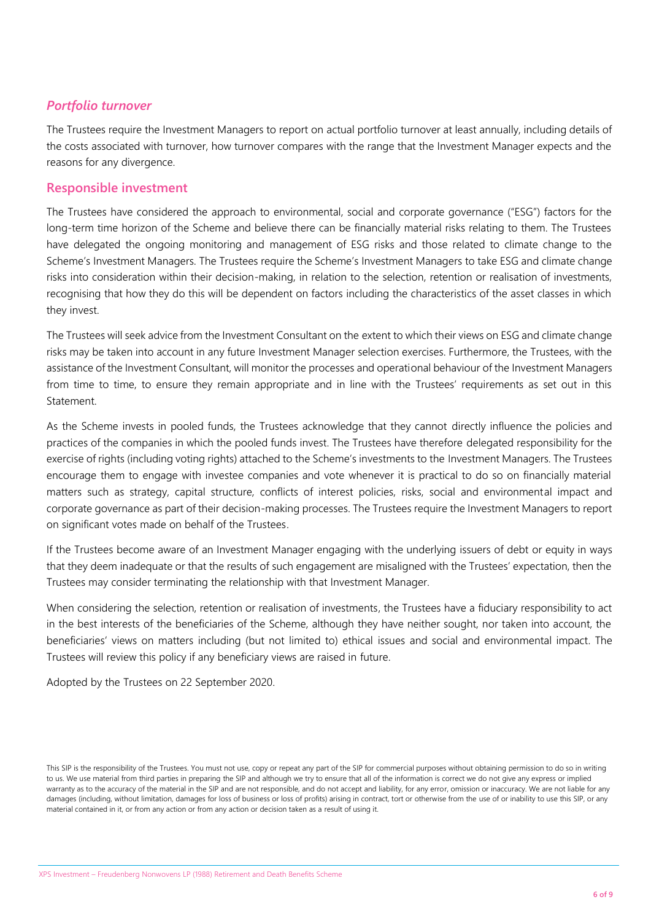### *Portfolio turnover*

The Trustees require the Investment Managers to report on actual portfolio turnover at least annually, including details of the costs associated with turnover, how turnover compares with the range that the Investment Manager expects and the reasons for any divergence.

## Responsible investment

The Trustees have considered the approach to environmental, social and corporate governance ("ESG") factors for the long-term time horizon of the Scheme and believe there can be financially material risks relating to them. The Trustees have delegated the ongoing monitoring and management of ESG risks and those related to climate change to the Scheme's Investment Managers. The Trustees require the Scheme's Investment Managers to take ESG and climate change risks into consideration within their decision-making, in relation to the selection, retention or realisation of investments, recognising that how they do this will be dependent on factors including the characteristics of the asset classes in which they invest.

The Trustees will seek advice from the Investment Consultant on the extent to which their views on ESG and climate change risks may be taken into account in any future Investment Manager selection exercises. Furthermore, the Trustees, with the assistance of the Investment Consultant, will monitor the processes and operational behaviour of the Investment Managers from time to time, to ensure they remain appropriate and in line with the Trustees' requirements as set out in this Statement.

As the Scheme invests in pooled funds, the Trustees acknowledge that they cannot directly influence the policies and practices of the companies in which the pooled funds invest. The Trustees have therefore delegated responsibility for the exercise of rights (including voting rights) attached to the Scheme's investments to the Investment Managers. The Trustees encourage them to engage with investee companies and vote whenever it is practical to do so on financially material matters such as strategy, capital structure, conflicts of interest policies, risks, social and environmental impact and corporate governance as part of their decision-making processes. The Trustees require the Investment Managers to report on significant votes made on behalf of the Trustees.

If the Trustees become aware of an Investment Manager engaging with the underlying issuers of debt or equity in ways that they deem inadequate or that the results of such engagement are misaligned with the Trustees' expectation, then the Trustees may consider terminating the relationship with that Investment Manager.

When considering the selection, retention or realisation of investments, the Trustees have a fiduciary responsibility to act in the best interests of the beneficiaries of the Scheme, although they have neither sought, nor taken into account, the beneficiaries' views on matters including (but not limited to) ethical issues and social and environmental impact. The Trustees will review this policy if any beneficiary views are raised in future.

Adopted by the Trustees on 22 September 2020.

This SIP is the responsibility of the Trustees. You must not use, copy or repeat any part of the SIP for commercial purposes without obtaining permission to do so in writing to us. We use material from third parties in preparing the SIP and although we try to ensure that all of the information is correct we do not give any express or implied warranty as to the accuracy of the material in the SIP and are not responsible, and do not accept and liability, for any error, omission or inaccuracy. We are not liable for any damages (including, without limitation, damages for loss of business or loss of profits) arising in contract, tort or otherwise from the use of or inability to use this SIP, or any material contained in it, or from any action or from any action or decision taken as a result of using it.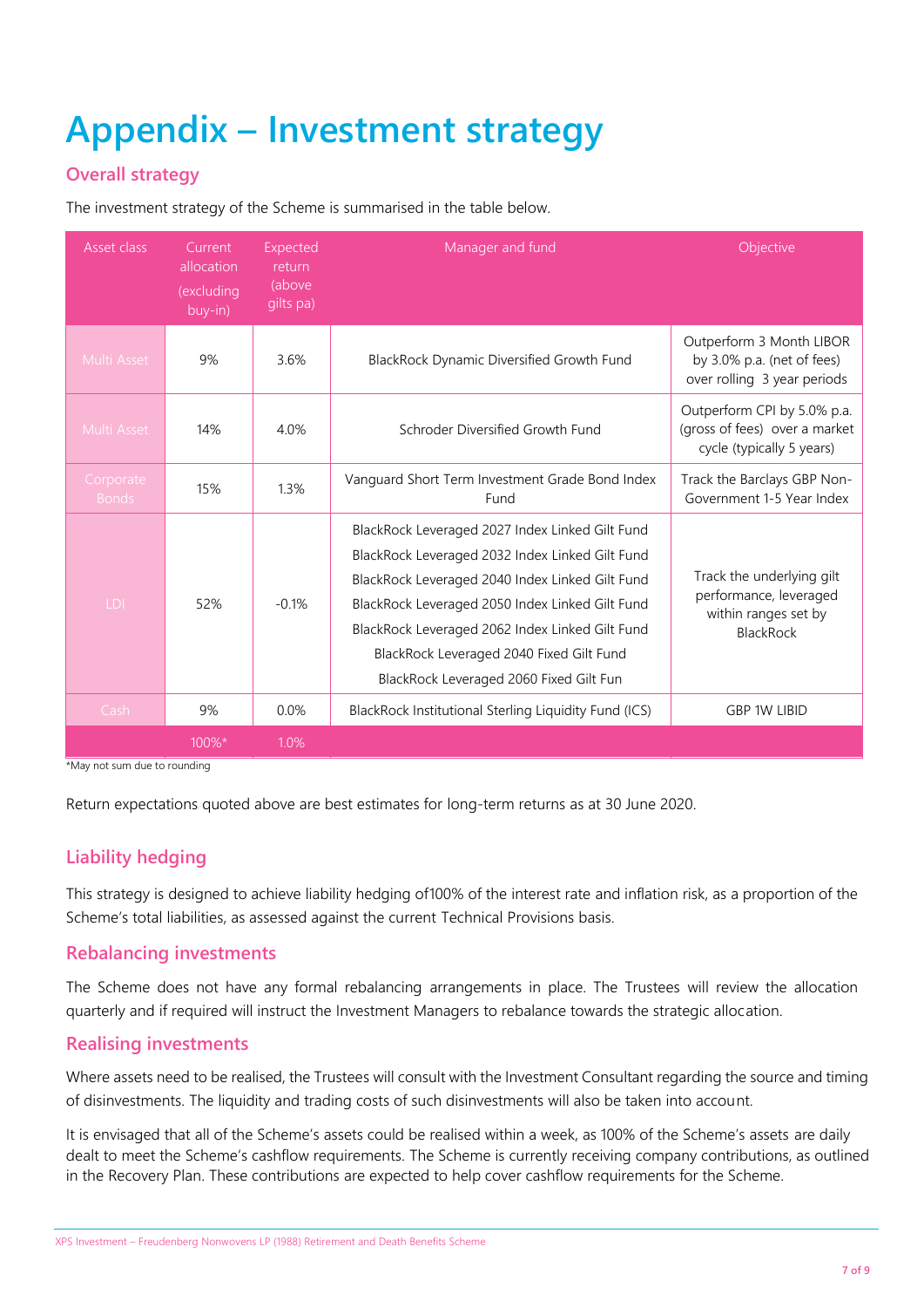# Appendix – Investment strategy

## Overall strategy

The investment strategy of the Scheme is summarised in the table below.

| Asset class | Current allocation (excluding buy-in) | Expected return (above gilts pa) | Manager and fund | Objective |
|---|---|---|---|---|
| Multi Asset | 9% | 3.6% | BlackRock Dynamic Diversified Growth Fund | Outperform 3 Month LIBOR by 3.0% p.a. (net of fees) over rolling 3 year periods |
| Multi Asset | 14% | 4.0% | Schroder Diversified Growth Fund | Outperform CPI by 5.0% p.a. (gross of fees) over a market cycle (typically 5 years) |
| Corporate Bonds | 15% | 1.3% | Vanguard Short Term Investment Grade Bond Index Fund | Track the Barclays GBP Non-Government 1-5 Year Index |
| LDI | 52% | -0.1% | BlackRock Leveraged 2027 Index Linked Gilt Fund<br>BlackRock Leveraged 2032 Index Linked Gilt Fund<br>BlackRock Leveraged 2040 Index Linked Gilt Fund<br>BlackRock Leveraged 2050 Index Linked Gilt Fund<br>BlackRock Leveraged 2062 Index Linked Gilt Fund<br>BlackRock Leveraged 2040 Fixed Gilt Fund<br>BlackRock Leveraged 2060 Fixed Gilt Fun | Track the underlying gilt performance, leveraged within ranges set by BlackRock |
| Cash | 9% | 0.0% | BlackRock Institutional Sterling Liquidity Fund (ICS) | GBP 1W LIBID |
| | 100%* | 1.0% | | |

*May not sum due to rounding

Return expectations quoted above are best estimates for long-term returns as at 30 June 2020.

## Liability hedging

This strategy is designed to achieve liability hedging of100% of the interest rate and inflation risk, as a proportion of the Scheme's total liabilities, as assessed against the current Technical Provisions basis.

## Rebalancing investments

The Scheme does not have any formal rebalancing arrangements in place. The Trustees will review the allocation quarterly and if required will instruct the Investment Managers to rebalance towards the strategic allocation.

## Realising investments

Where assets need to be realised, the Trustees will consult with the Investment Consultant regarding the source and timing of disinvestments. The liquidity and trading costs of such disinvestments will also be taken into account.

It is envisaged that all of the Scheme's assets could be realised within a week, as 100% of the Scheme's assets are daily dealt to meet the Scheme's cashflow requirements. The Scheme is currently receiving company contributions, as outlined in the Recovery Plan. These contributions are expected to help cover cashflow requirements for the Scheme.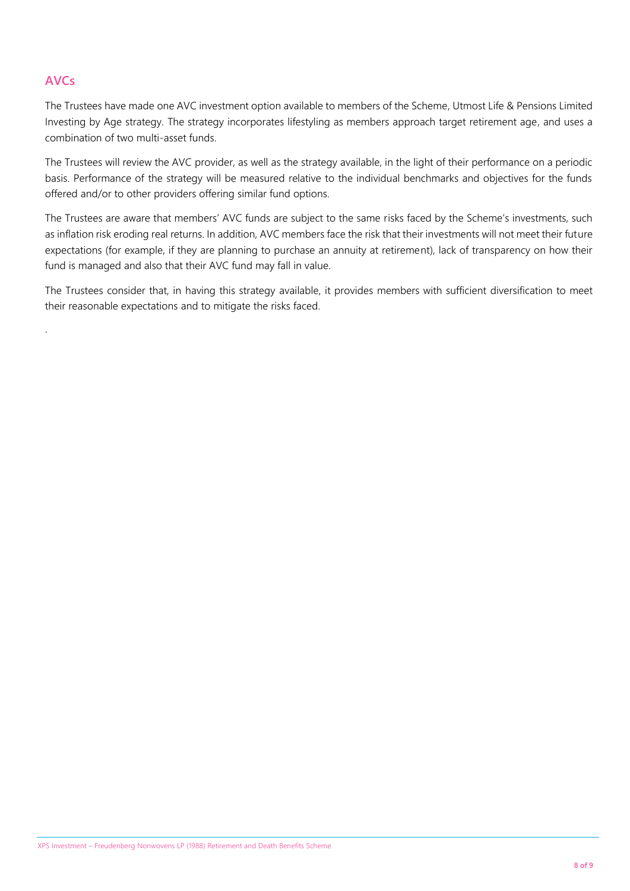## AVCs

The Trustees have made one AVC investment option available to members of the Scheme, Utmost Life & Pensions Limited Investing by Age strategy. The strategy incorporates lifestyling as members approach target retirement age, and uses a combination of two multi-asset funds.

The Trustees will review the AVC provider, as well as the strategy available, in the light of their performance on a periodic basis. Performance of the strategy will be measured relative to the individual benchmarks and objectives for the funds offered and/or to other providers offering similar fund options.

The Trustees are aware that members' AVC funds are subject to the same risks faced by the Scheme's investments, such as inflation risk eroding real returns. In addition, AVC members face the risk that their investments will not meet their future expectations (for example, if they are planning to purchase an annuity at retirement), lack of transparency on how their fund is managed and also that their AVC fund may fall in value.

The Trustees consider that, in having this strategy available, it provides members with sufficient diversification to meet their reasonable expectations and to mitigate the risks faced.

.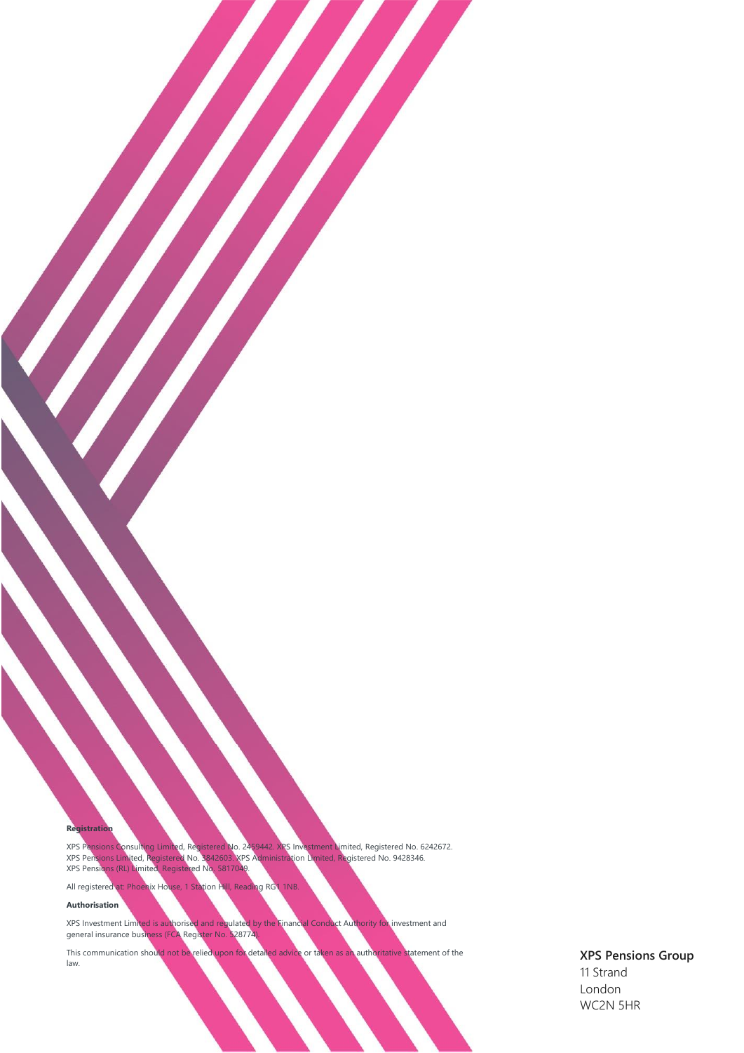**Registration**

XPS Pensions Consulting Limited, Registered No. 2459442. XPS Investment Limited, Registered No. 6242672.
XPS Pensions Limited, Registered No. 3842603. XPS Administration Limited, Registered No. 9428346.
XPS Pensions (RL) Limited, Registered No. 5817049.

All registered at: Phoenix House, 1 Station Hill, Reading RG1 1NB.

**Authorisation**

XPS Investment Limited is authorised and regulated by the Financial Conduct Authority for investment and general insurance business (FCA Register No. 528774).

This communication should not be relied upon for detailed advice or taken as an authoritative statement of the law.

**XPS Pensions Group**
11 Strand
London
WC2N 5HR